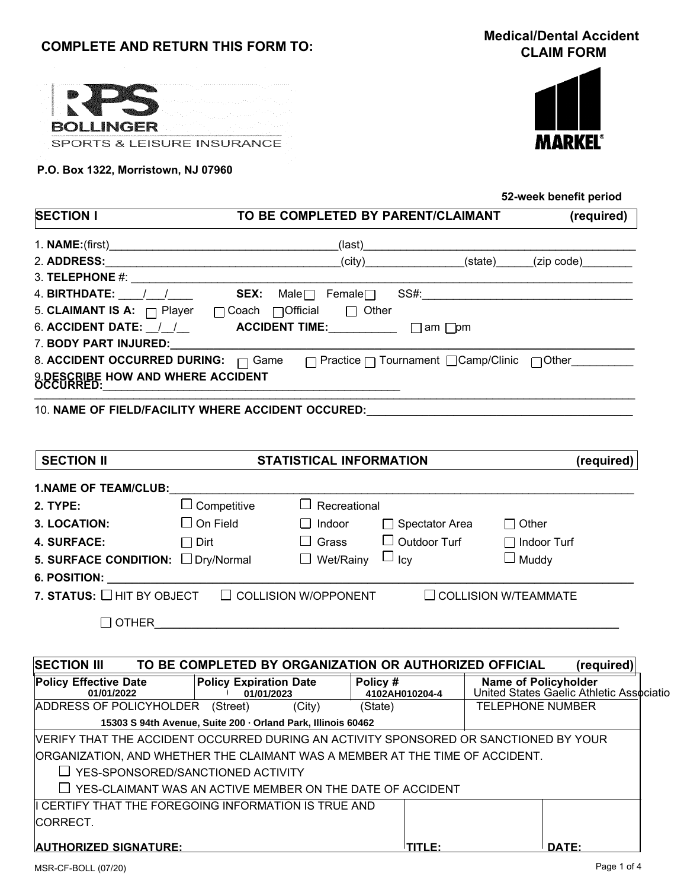**COMPLETE AND RETURN THIS FORM TO:**

**Medical/Dental Accident CLAIM FORM**

RPS BOLLINGER
SPORTS & LEISURE INSURANCE

MARKEL®

**P.O. Box 1322, Morristown, NJ 07960**

**52-week benefit period**

| **SECTION I** | **TO BE COMPLETED BY PARENT/CLAIMANT** | **(required)** |
|---|---|---|

1. **NAME:**(first)______________________________________(last)__________________________________________
2. **ADDRESS:**______________________________________(city)_______________(state)______(zip code)________
3. **TELEPHONE** #: ______________________________________________________________________________
4. **BIRTHDATE:** ____/___/____ **SEX:** Male ☐ Female ☐ SS#:___________________________________
5. **CLAIMANT IS A:** ☐ Player ☐ Coach ☐ Official ☐ Other
6. **ACCIDENT DATE:** __/__/__ **ACCIDENT TIME:**___________ ☐ am ☐ pm
7. **BODY PART INJURED:**______________________________________________________________________
8. **ACCIDENT OCCURRED DURING:** ☐ Game ☐ Practice ☐ Tournament ☐ Camp/Clinic ☐ Other__________
9. **DESCRIBE HOW AND WHERE ACCIDENT OCCURRED:**_______________________________________________
10. **NAME OF FIELD/FACILITY WHERE ACCIDENT OCCURED:**_________________________________________

| **SECTION II** | **STATISTICAL INFORMATION** | **(required)** |
|---|---|---|

**1. NAME OF TEAM/CLUB:**_____________________________________________________________________

| | | | | |
|---|---|---|---|---|
| **2. TYPE:** | ☐ Competitive | ☐ Recreational | | |
| **3. LOCATION:** | ☐ On Field | ☐ Indoor | ☐ Spectator Area | ☐ Other |
| **4. SURFACE:** | ☐ Dirt | ☐ Grass | ☐ Outdoor Turf | ☐ Indoor Turf |
| **5. SURFACE CONDITION:** | ☐ Dry/Normal | ☐ Wet/Rainy | ☐ Icy | ☐ Muddy |

**6. POSITION:** ______________________________________________________________________________

**7. STATUS:** ☐ HIT BY OBJECT ☐ COLLISION W/OPPONENT ☐ COLLISION W/TEAMMATE

☐ OTHER__________________________________________________________________________

| **SECTION III** | **TO BE COMPLETED BY ORGANIZATION OR AUTHORIZED OFFICIAL** | | **(required)** |
|---|---|---|---|
| **Policy Effective Date** 01/01/2022 | **Policy Expiration Date** 01/01/2023 | **Policy #** 4102AH010204-4 | **Name of Policyholder** United States Gaelic Athletic Associatio |
| ADDRESS OF POLICYHOLDER (Street) (City) (State) 15303 S 94th Avenue, Suite 200 · Orland Park, Illinois 60462 | | | TELEPHONE NUMBER |
| VERIFY THAT THE ACCIDENT OCCURRED DURING AN ACTIVITY SPONSORED OR SANCTIONED BY YOUR ORGANIZATION, AND WHETHER THE CLAIMANT WAS A MEMBER AT THE TIME OF ACCIDENT. ☐ YES-SPONSORED/SANCTIONED ACTIVITY ☐ YES-CLAIMANT WAS AN ACTIVE MEMBER ON THE DATE OF ACCIDENT | | | |
| I CERTIFY THAT THE FOREGOING INFORMATION IS TRUE AND CORRECT. **AUTHORIZED SIGNATURE:** | | **TITLE:** | **DATE:** |

MSR-CF-BOLL (07/20)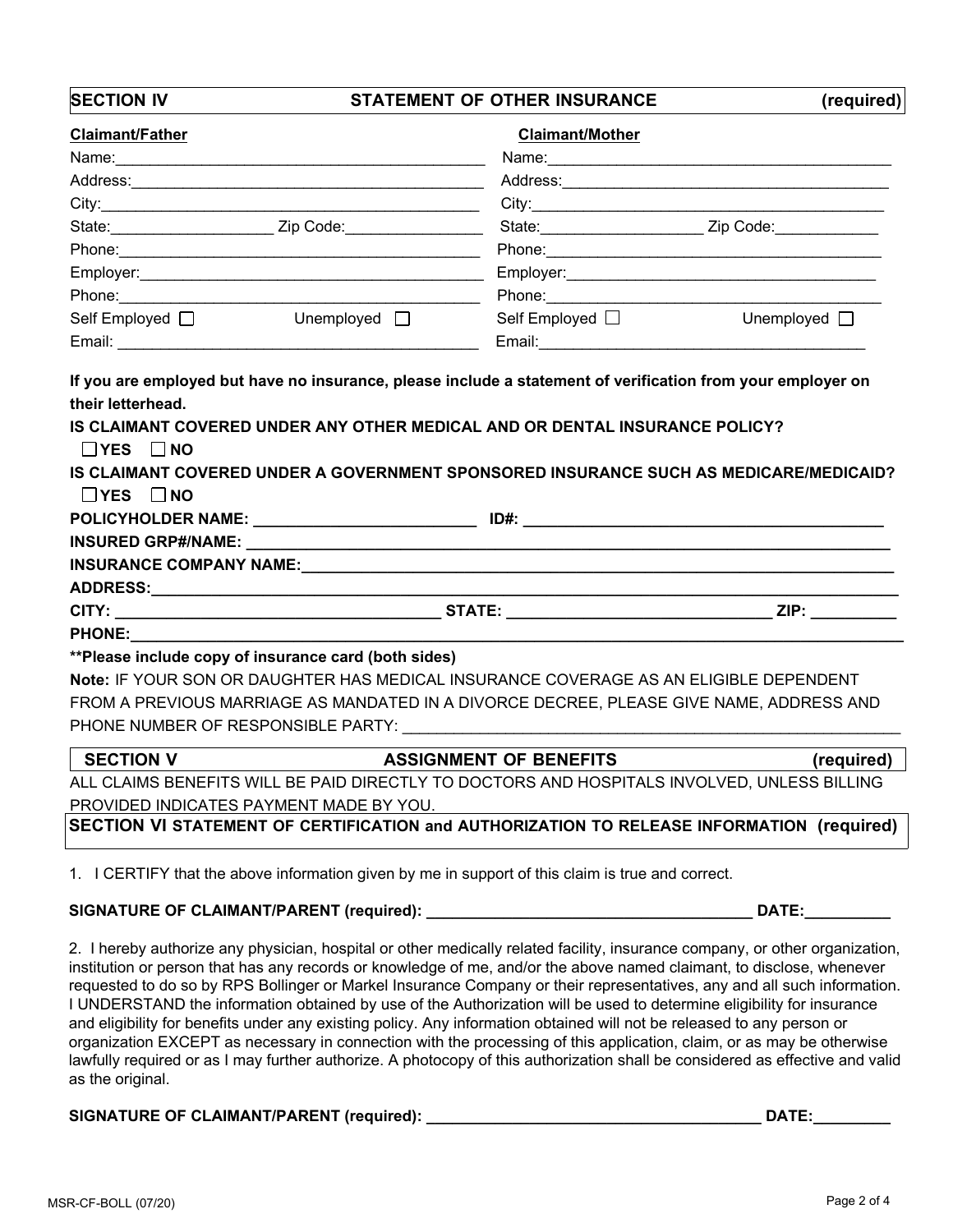## SECTION IV STATEMENT OF OTHER INSURANCE (required)

| **Claimant/Father** | | **Claimant/Mother** | |
|---|---|---|---|
| Name:______________________________ | | Name:______________________________ | |
| Address:______________________________ | | Address:______________________________ | |
| City:______________________________ | | City:______________________________ | |
| State:__________________ | Zip Code:______________ | State:__________________ | Zip Code:____________ |
| Phone:______________________________ | | Phone:______________________________ | |
| Employer:______________________________ | | Employer:______________________________ | |
| Phone:______________________________ | | Phone:______________________________ | |
| Self Employed ☐ | Unemployed ☐ | Self Employed ☐ | Unemployed ☐ |
| Email: ______________________________ | | Email:______________________________ | |

**If you are employed but have no insurance, please include a statement of verification from your employer on their letterhead.**

**IS CLAIMANT COVERED UNDER ANY OTHER MEDICAL AND OR DENTAL INSURANCE POLICY?**

☐**YES** ☐**NO**

**IS CLAIMANT COVERED UNDER A GOVERNMENT SPONSORED INSURANCE SUCH AS MEDICARE/MEDICAID?**

☐**YES** ☐**NO**

**POLICYHOLDER NAME:** _________________________ **ID#:** _________________________________________

**INSURED GRP#/NAME:** ___________________________________________________________________________

**INSURANCE COMPANY NAME:**_________________________________________________________________

**ADDRESS:**_______________________________________________________________________________

**CITY:** ____________________________________ **STATE:** ______________________________ **ZIP:** __________

**PHONE:**_________________________________________________________________________________

****Please include copy of insurance card (both sides)**

**Note:** IF YOUR SON OR DAUGHTER HAS MEDICAL INSURANCE COVERAGE AS AN ELIGIBLE DEPENDENT FROM A PREVIOUS MARRIAGE AS MANDATED IN A DIVORCE DECREE, PLEASE GIVE NAME, ADDRESS AND PHONE NUMBER OF RESPONSIBLE PARTY: ___________________________________________________________

## SECTION V ASSIGNMENT OF BENEFITS (required)

ALL CLAIMS BENEFITS WILL BE PAID DIRECTLY TO DOCTORS AND HOSPITALS INVOLVED, UNLESS BILLING PROVIDED INDICATES PAYMENT MADE BY YOU.

## SECTION VI STATEMENT OF CERTIFICATION and AUTHORIZATION TO RELEASE INFORMATION (required)

1. I CERTIFY that the above information given by me in support of this claim is true and correct.

**SIGNATURE OF CLAIMANT/PARENT (required):** _____________________________________ **DATE:**__________

2. I hereby authorize any physician, hospital or other medically related facility, insurance company, or other organization, institution or person that has any records or knowledge of me, and/or the above named claimant, to disclose, whenever requested to do so by RPS Bollinger or Markel Insurance Company or their representatives, any and all such information. I UNDERSTAND the information obtained by use of the Authorization will be used to determine eligibility for insurance and eligibility for benefits under any existing policy. Any information obtained will not be released to any person or organization EXCEPT as necessary in connection with the processing of this application, claim, or as may be otherwise lawfully required or as I may further authorize. A photocopy of this authorization shall be considered as effective and valid as the original.

**SIGNATURE OF CLAIMANT/PARENT (required):** ______________________________________ **DATE:**_________

MSR-CF-BOLL (07/20)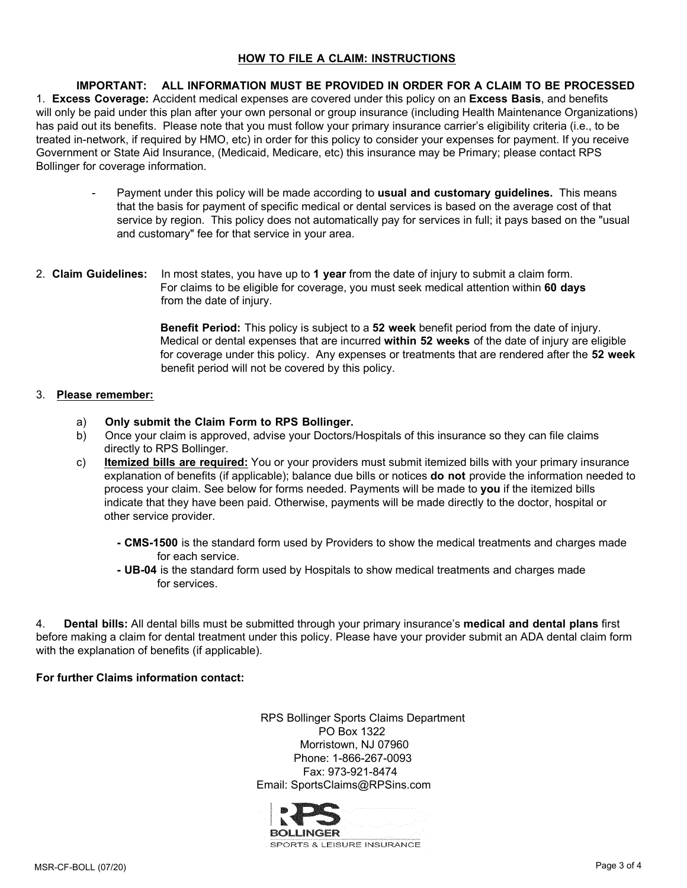## HOW TO FILE A CLAIM: INSTRUCTIONS

**IMPORTANT: ALL INFORMATION MUST BE PROVIDED IN ORDER FOR A CLAIM TO BE PROCESSED**

1. **Excess Coverage:** Accident medical expenses are covered under this policy on an **Excess Basis**, and benefits will only be paid under this plan after your own personal or group insurance (including Health Maintenance Organizations) has paid out its benefits. Please note that you must follow your primary insurance carrier's eligibility criteria (i.e., to be treated in-network, if required by HMO, etc) in order for this policy to consider your expenses for payment. If you receive Government or State Aid Insurance, (Medicaid, Medicare, etc) this insurance may be Primary; please contact RPS Bollinger for coverage information.

   - Payment under this policy will be made according to **usual and customary guidelines.** This means that the basis for payment of specific medical or dental services is based on the average cost of that service by region. This policy does not automatically pay for services in full; it pays based on the "usual and customary" fee for that service in your area.

2. **Claim Guidelines:** In most states, you have up to **1 year** from the date of injury to submit a claim form. For claims to be eligible for coverage, you must seek medical attention within **60 days** from the date of injury.

   **Benefit Period:** This policy is subject to a **52 week** benefit period from the date of injury. Medical or dental expenses that are incurred **within 52 weeks** of the date of injury are eligible for coverage under this policy. Any expenses or treatments that are rendered after the **52 week** benefit period will not be covered by this policy.

3. **Please remember:**

   a) **Only submit the Claim Form to RPS Bollinger.**

   b) Once your claim is approved, advise your Doctors/Hospitals of this insurance so they can file claims directly to RPS Bollinger.

   c) **Itemized bills are required:** You or your providers must submit itemized bills with your primary insurance explanation of benefits (if applicable); balance due bills or notices **do not** provide the information needed to process your claim. See below for forms needed. Payments will be made to **you** if the itemized bills indicate that they have been paid. Otherwise, payments will be made directly to the doctor, hospital or other service provider.

      - **CMS-1500** is the standard form used by Providers to show the medical treatments and charges made for each service.
      - **UB-04** is the standard form used by Hospitals to show medical treatments and charges made for services.

4. **Dental bills:** All dental bills must be submitted through your primary insurance's **medical and dental plans** first before making a claim for dental treatment under this policy. Please have your provider submit an ADA dental claim form with the explanation of benefits (if applicable).

**For further Claims information contact:**

RPS Bollinger Sports Claims Department
PO Box 1322
Morristown, NJ 07960
Phone: 1-866-267-0093
Fax: 973-921-8474
Email: SportsClaims@RPSins.com

RPS BOLLINGER
SPORTS & LEISURE INSURANCE

MSR-CF-BOLL (07/20)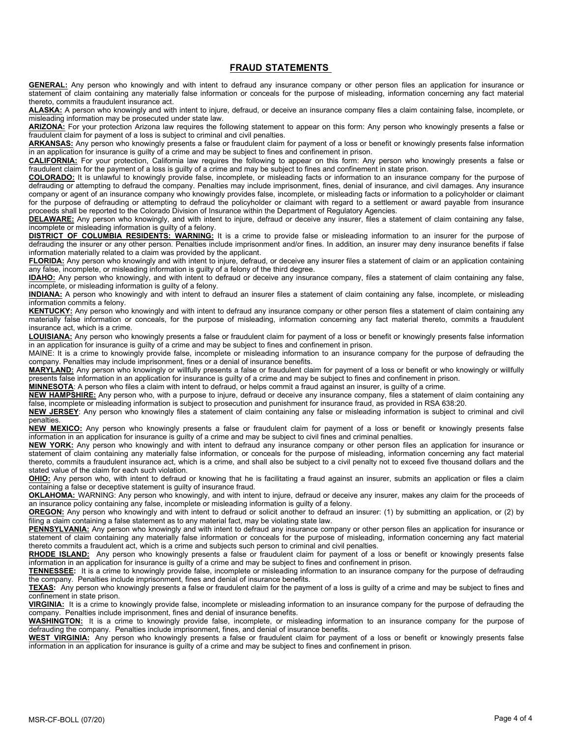## FRAUD STATEMENTS

**GENERAL:** Any person who knowingly and with intent to defraud any insurance company or other person files an application for insurance or statement of claim containing any materially false information or conceals for the purpose of misleading, information concerning any fact material thereto, commits a fraudulent insurance act.

**ALASKA:** A person who knowingly and with intent to injure, defraud, or deceive an insurance company files a claim containing false, incomplete, or misleading information may be prosecuted under state law.

**ARIZONA:** For your protection Arizona law requires the following statement to appear on this form: Any person who knowingly presents a false or fraudulent claim for payment of a loss is subject to criminal and civil penalties.

**ARKANSAS:** Any person who knowingly presents a false or fraudulent claim for payment of a loss or benefit or knowingly presents false information in an application for insurance is guilty of a crime and may be subject to fines and confinement in prison.

**CALIFORNIA:** For your protection, California law requires the following to appear on this form: Any person who knowingly presents a false or fraudulent claim for the payment of a loss is guilty of a crime and may be subject to fines and confinement in state prison.

**COLORADO:** It is unlawful to knowingly provide false, incomplete, or misleading facts or information to an insurance company for the purpose of defrauding or attempting to defraud the company. Penalties may include imprisonment, fines, denial of insurance, and civil damages. Any insurance company or agent of an insurance company who knowingly provides false, incomplete, or misleading facts or information to a policyholder or claimant for the purpose of defrauding or attempting to defraud the policyholder or claimant with regard to a settlement or award payable from insurance proceeds shall be reported to the Colorado Division of Insurance within the Department of Regulatory Agencies.

**DELAWARE:** Any person who knowingly, and with intent to injure, defraud or deceive any insurer, files a statement of claim containing any false, incomplete or misleading information is guilty of a felony.

**DISTRICT OF COLUMBIA RESIDENTS: WARNING:** It is a crime to provide false or misleading information to an insurer for the purpose of defrauding the insurer or any other person. Penalties include imprisonment and/or fines. In addition, an insurer may deny insurance benefits if false information materially related to a claim was provided by the applicant.

**FLORIDA:** Any person who knowingly and with intent to injure, defraud, or deceive any insurer files a statement of claim or an application containing any false, incomplete, or misleading information is guilty of a felony of the third degree.

**IDAHO:** Any person who knowingly, and with intent to defraud or deceive any insurance company, files a statement of claim containing any false, incomplete, or misleading information is guilty of a felony.

**INDIANA:** A person who knowingly and with intent to defraud an insurer files a statement of claim containing any false, incomplete, or misleading information commits a felony.

**KENTUCKY:** Any person who knowingly and with intent to defraud any insurance company or other person files a statement of claim containing any materially false information or conceals, for the purpose of misleading, information concerning any fact material thereto, commits a fraudulent insurance act, which is a crime.

**LOUISIANA:** Any person who knowingly presents a false or fraudulent claim for payment of a loss or benefit or knowingly presents false information in an application for insurance is guilty of a crime and may be subject to fines and confinement in prison.

MAINE: It is a crime to knowingly provide false, incomplete or misleading information to an insurance company for the purpose of defrauding the company. Penalties may include imprisonment, fines or a denial of insurance benefits.

**MARYLAND:** Any person who knowingly or willfully presents a false or fraudulent claim for payment of a loss or benefit or who knowingly or willfully presents false information in an application for insurance is guilty of a crime and may be subject to fines and confinement in prison.

**MINNESOTA**: A person who files a claim with intent to defraud, or helps commit a fraud against an insurer, is guilty of a crime.

**NEW HAMPSHIRE:** Any person who, with a purpose to injure, defraud or deceive any insurance company, files a statement of claim containing any false, incomplete or misleading information is subject to prosecution and punishment for insurance fraud, as provided in RSA 638:20.

**NEW JERSEY**: Any person who knowingly files a statement of claim containing any false or misleading information is subject to criminal and civil penalties.

**NEW MEXICO:** Any person who knowingly presents a false or fraudulent claim for payment of a loss or benefit or knowingly presents false information in an application for insurance is guilty of a crime and may be subject to civil fines and criminal penalties.

**NEW YORK:** Any person who knowingly and with intent to defraud any insurance company or other person files an application for insurance or statement of claim containing any materially false information, or conceals for the purpose of misleading, information concerning any fact material thereto, commits a fraudulent insurance act, which is a crime, and shall also be subject to a civil penalty not to exceed five thousand dollars and the stated value of the claim for each such violation.

**OHIO:** Any person who, with intent to defraud or knowing that he is facilitating a fraud against an insurer, submits an application or files a claim containing a false or deceptive statement is guilty of insurance fraud.

**OKLAHOMA:** WARNING: Any person who knowingly, and with intent to injure, defraud or deceive any insurer, makes any claim for the proceeds of an insurance policy containing any false, incomplete or misleading information is guilty of a felony.

**OREGON:** Any person who knowingly and with intent to defraud or solicit another to defraud an insurer: (1) by submitting an application, or (2) by filing a claim containing a false statement as to any material fact, may be violating state law.

**PENNSYLVANIA:** Any person who knowingly and with intent to defraud any insurance company or other person files an application for insurance or statement of claim containing any materially false information or conceals for the purpose of misleading, information concerning any fact material thereto commits a fraudulent act, which is a crime and subjects such person to criminal and civil penalties.

**RHODE ISLAND:** Any person who knowingly presents a false or fraudulent claim for payment of a loss or benefit or knowingly presents false information in an application for insurance is guilty of a crime and may be subject to fines and confinement in prison.

**TENNESSEE:** It is a crime to knowingly provide false, incomplete or misleading information to an insurance company for the purpose of defrauding the company. Penalties include imprisonment, fines and denial of insurance benefits.

**TEXAS:** Any person who knowingly presents a false or fraudulent claim for the payment of a loss is guilty of a crime and may be subject to fines and confinement in state prison.

**VIRGINIA:** It is a crime to knowingly provide false, incomplete or misleading information to an insurance company for the purpose of defrauding the company. Penalties include imprisonment, fines and denial of insurance benefits.

**WASHINGTON:** It is a crime to knowingly provide false, incomplete, or misleading information to an insurance company for the purpose of defrauding the company. Penalties include imprisonment, fines, and denial of insurance benefits.

**WEST VIRGINIA:** Any person who knowingly presents a false or fraudulent claim for payment of a loss or benefit or knowingly presents false information in an application for insurance is guilty of a crime and may be subject to fines and confinement in prison.

MSR-CF-BOLL (07/20)